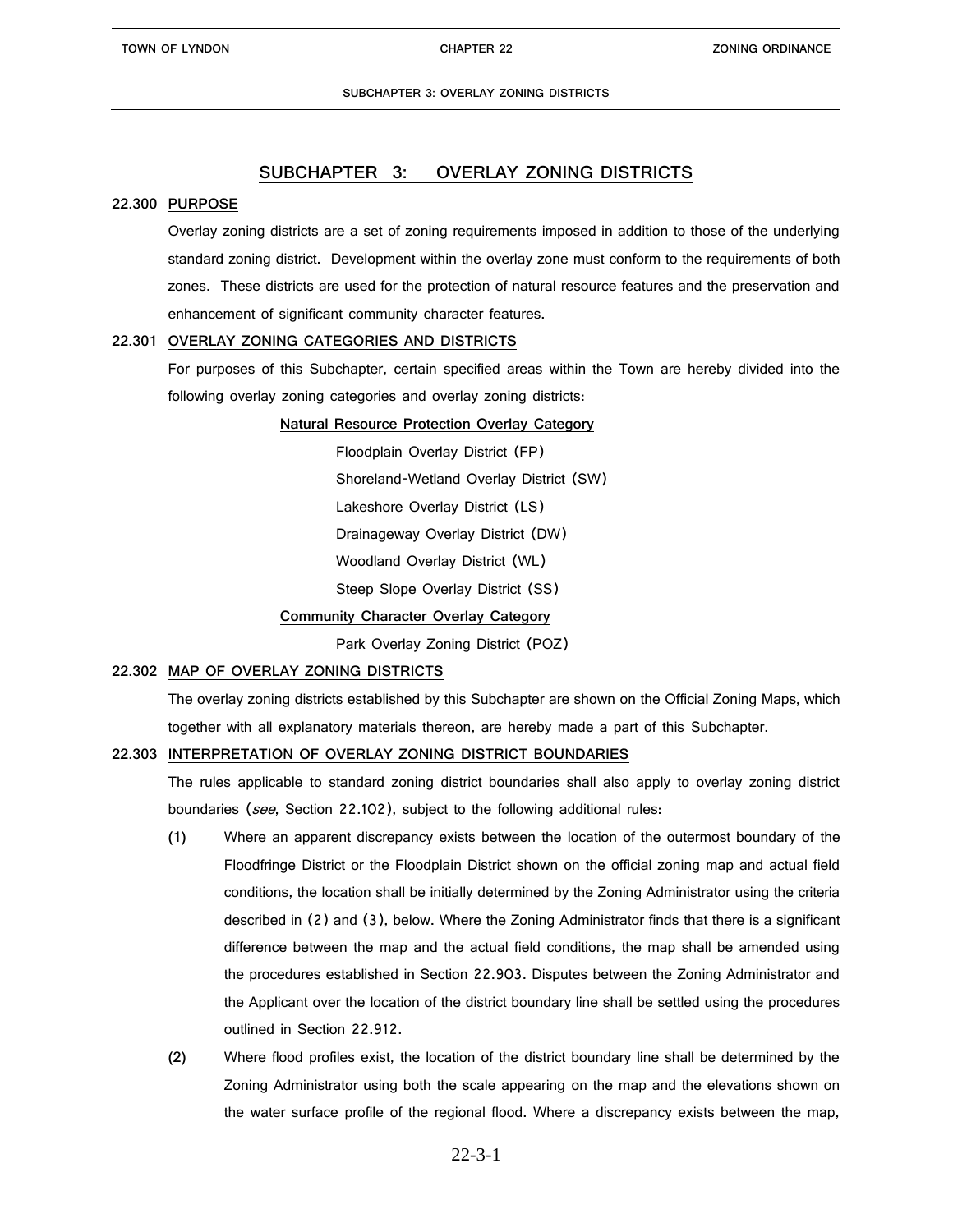# SUBCHAPTER 3: OVERLAY ZONING DISTRICTS

## 22.300 PURPOSE

Overlay zoning districts are a set of zoning requirements imposed in addition to those of the underlying standard zoning district. Development within the overlay zone must conform to the requirements of both zones. These districts are used for the protection of natural resource features and the preservation and enhancement of significant community character features.

## 22.301 OVERLAY ZONING CATEGORIES AND DISTRICTS

For purposes of this Subchapter, certain specified areas within the Town are hereby divided into the following overlay zoning categories and overlay zoning districts:

**Natural Resource Protection Overlay Category**

- Floodplain Overlay District (FP)
- Shoreland-Wetland Overlay District (SW)
- Lakeshore Overlay District (LS)
- Drainageway Overlay District (DW)
- Woodland Overlay District (WL)
- Steep Slope Overlay District (SS)

**Community Character Overlay Category**

- Park Overlay Zoning District (POZ)

## 22.302 MAP OF OVERLAY ZONING DISTRICTS

The overlay zoning districts established by this Subchapter are shown on the Official Zoning Maps, which together with all explanatory materials thereon, are hereby made a part of this Subchapter.

## 22.303 INTERPRETATION OF OVERLAY ZONING DISTRICT BOUNDARIES

The rules applicable to standard zoning district boundaries shall also apply to overlay zoning district boundaries (*see*, Section 22.102), subject to the following additional rules:

**(1)** Where an apparent discrepancy exists between the location of the outermost boundary of the Floodfringe District or the Floodplain District shown on the official zoning map and actual field conditions, the location shall be initially determined by the Zoning Administrator using the criteria described in (2) and (3), below. Where the Zoning Administrator finds that there is a significant difference between the map and the actual field conditions, the map shall be amended using the procedures established in Section 22.903. Disputes between the Zoning Administrator and the Applicant over the location of the district boundary line shall be settled using the procedures outlined in Section 22.912.

**(2)** Where flood profiles exist, the location of the district boundary line shall be determined by the Zoning Administrator using both the scale appearing on the map and the elevations shown on the water surface profile of the regional flood. Where a discrepancy exists between the map,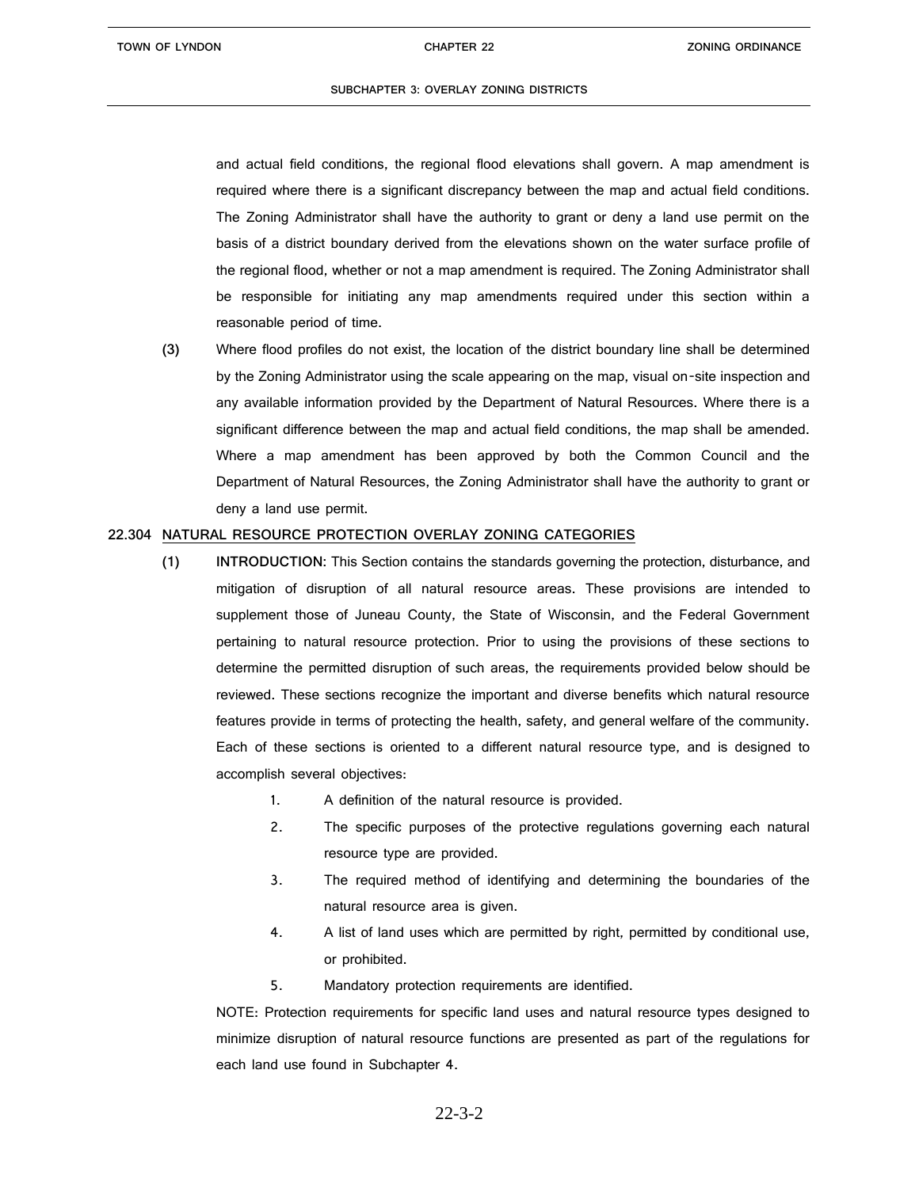and actual field conditions, the regional flood elevations shall govern. A map amendment is required where there is a significant discrepancy between the map and actual field conditions. The Zoning Administrator shall have the authority to grant or deny a land use permit on the basis of a district boundary derived from the elevations shown on the water surface profile of the regional flood, whether or not a map amendment is required. The Zoning Administrator shall be responsible for initiating any map amendments required under this section within a reasonable period of time.

**(3)** Where flood profiles do not exist, the location of the district boundary line shall be determined by the Zoning Administrator using the scale appearing on the map, visual on-site inspection and any available information provided by the Department of Natural Resources. Where there is a significant difference between the map and actual field conditions, the map shall be amended. Where a map amendment has been approved by both the Common Council and the Department of Natural Resources, the Zoning Administrator shall have the authority to grant or deny a land use permit.

**22.304 NATURAL RESOURCE PROTECTION OVERLAY ZONING CATEGORIES**

**(1) INTRODUCTION:** This Section contains the standards governing the protection, disturbance, and mitigation of disruption of all natural resource areas. These provisions are intended to supplement those of Juneau County, the State of Wisconsin, and the Federal Government pertaining to natural resource protection. Prior to using the provisions of these sections to determine the permitted disruption of such areas, the requirements provided below should be reviewed. These sections recognize the important and diverse benefits which natural resource features provide in terms of protecting the health, safety, and general welfare of the community. Each of these sections is oriented to a different natural resource type, and is designed to accomplish several objectives:

1. A definition of the natural resource is provided.
2. The specific purposes of the protective regulations governing each natural resource type are provided.
3. The required method of identifying and determining the boundaries of the natural resource area is given.
4. A list of land uses which are permitted by right, permitted by conditional use, or prohibited.
5. Mandatory protection requirements are identified.

NOTE: Protection requirements for specific land uses and natural resource types designed to minimize disruption of natural resource functions are presented as part of the regulations for each land use found in Subchapter 4.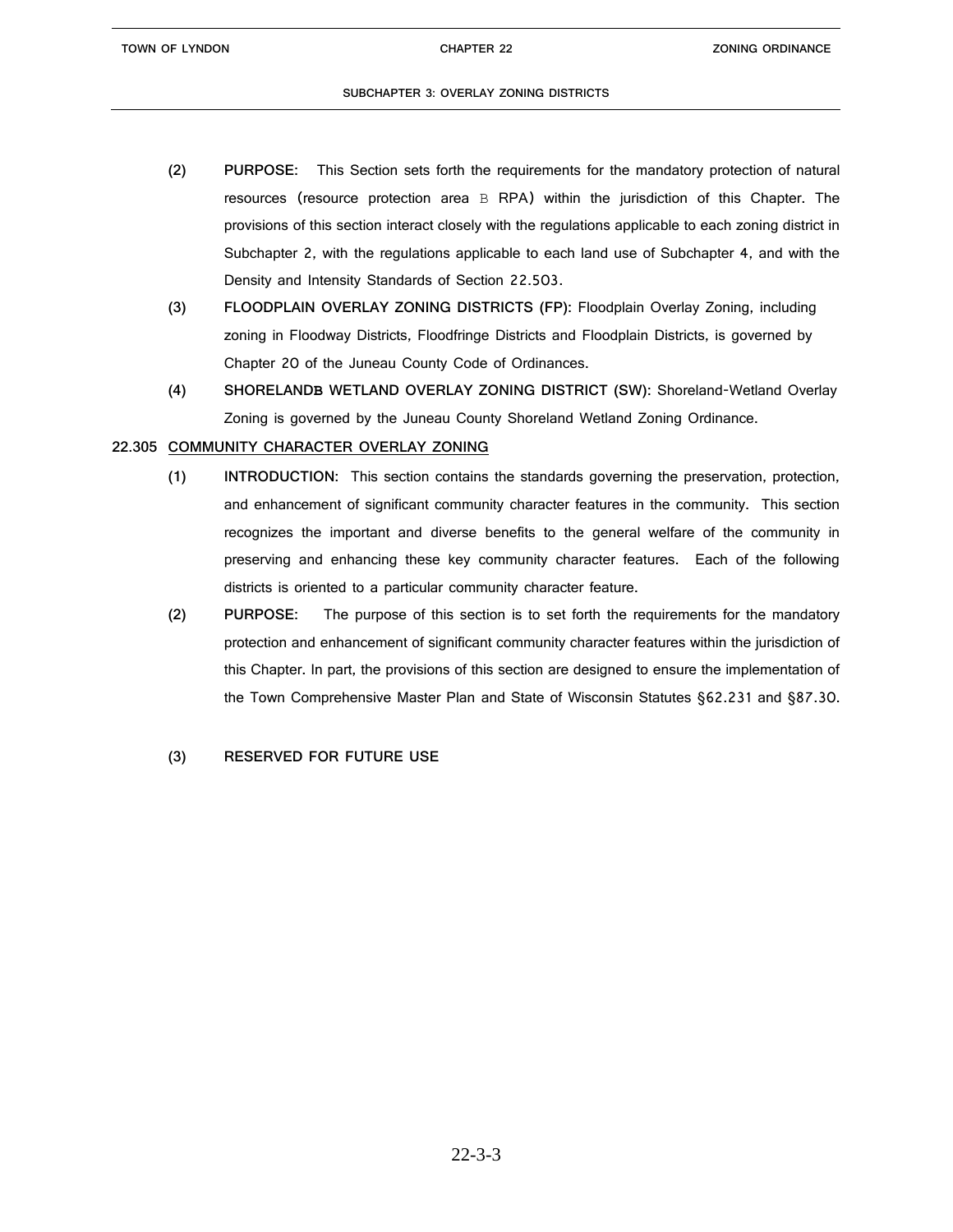**(2) PURPOSE:** This Section sets forth the requirements for the mandatory protection of natural resources (resource protection area B RPA) within the jurisdiction of this Chapter. The provisions of this section interact closely with the regulations applicable to each zoning district in Subchapter 2, with the regulations applicable to each land use of Subchapter 4, and with the Density and Intensity Standards of Section 22.503.

**(3) FLOODPLAIN OVERLAY ZONING DISTRICTS (FP):** Floodplain Overlay Zoning, including zoning in Floodway Districts, Floodfringe Districts and Floodplain Districts, is governed by Chapter 20 of the Juneau County Code of Ordinances.

**(4) SHORELANDB WETLAND OVERLAY ZONING DISTRICT (SW):** Shoreland-Wetland Overlay Zoning is governed by the Juneau County Shoreland Wetland Zoning Ordinance.

## 22.305 <u>COMMUNITY CHARACTER OVERLAY ZONING</u>

**(1) INTRODUCTION:** This section contains the standards governing the preservation, protection, and enhancement of significant community character features in the community. This section recognizes the important and diverse benefits to the general welfare of the community in preserving and enhancing these key community character features. Each of the following districts is oriented to a particular community character feature.

**(2) PURPOSE:** The purpose of this section is to set forth the requirements for the mandatory protection and enhancement of significant community character features within the jurisdiction of this Chapter. In part, the provisions of this section are designed to ensure the implementation of the Town Comprehensive Master Plan and State of Wisconsin Statutes §62.231 and §87.30.

**(3) RESERVED FOR FUTURE USE**